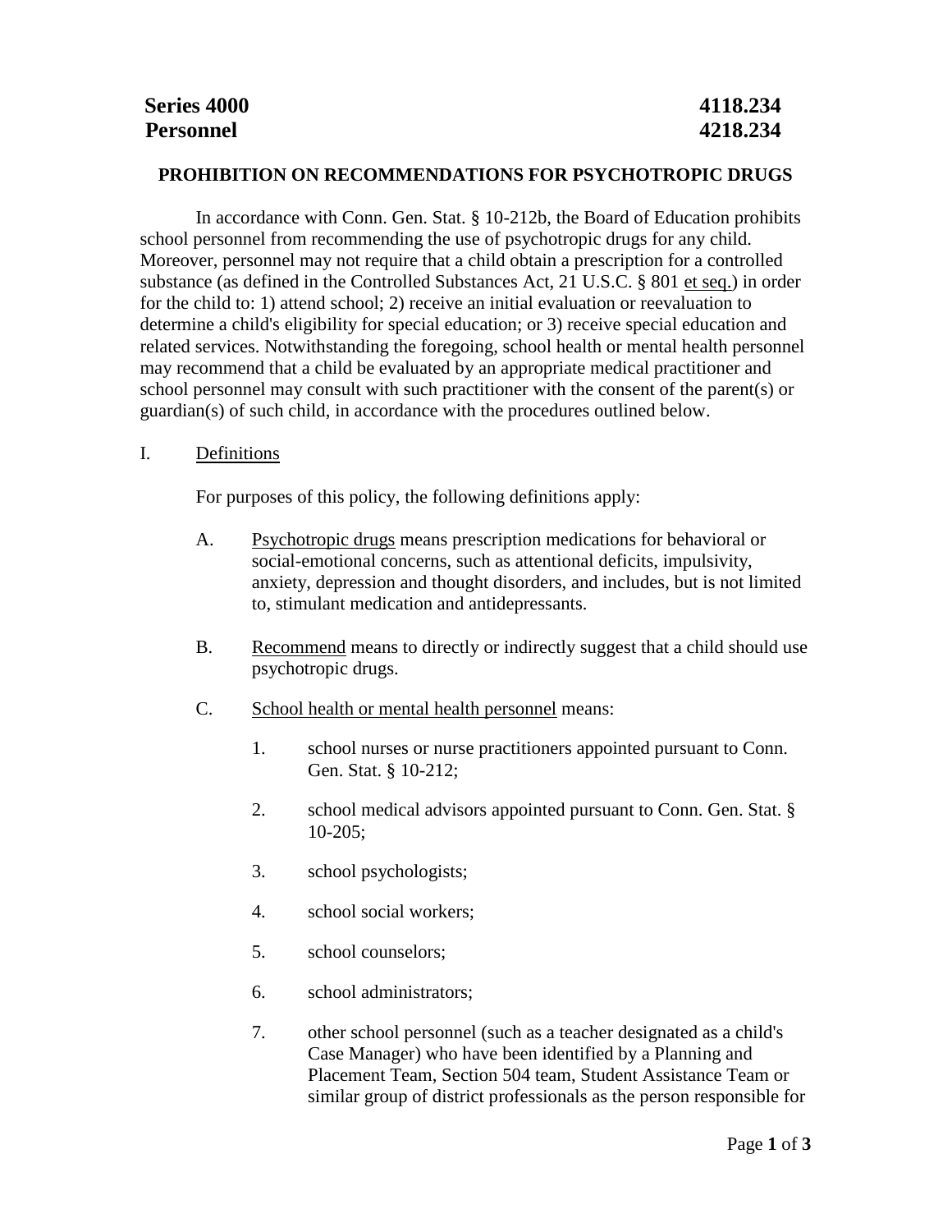**Series 4000** **4118.234**
**Personnel** **4218.234**

## PROHIBITION ON RECOMMENDATIONS FOR PSYCHOTROPIC DRUGS

In accordance with Conn. Gen. Stat. § 10-212b, the Board of Education prohibits school personnel from recommending the use of psychotropic drugs for any child. Moreover, personnel may not require that a child obtain a prescription for a controlled substance (as defined in the Controlled Substances Act, 21 U.S.C. § 801 et seq.) in order for the child to: 1) attend school; 2) receive an initial evaluation or reevaluation to determine a child's eligibility for special education; or 3) receive special education and related services. Notwithstanding the foregoing, school health or mental health personnel may recommend that a child be evaluated by an appropriate medical practitioner and school personnel may consult with such practitioner with the consent of the parent(s) or guardian(s) of such child, in accordance with the procedures outlined below.

I. Definitions

For purposes of this policy, the following definitions apply:

A. Psychotropic drugs means prescription medications for behavioral or social-emotional concerns, such as attentional deficits, impulsivity, anxiety, depression and thought disorders, and includes, but is not limited to, stimulant medication and antidepressants.

B. Recommend means to directly or indirectly suggest that a child should use psychotropic drugs.

C. School health or mental health personnel means:

1. school nurses or nurse practitioners appointed pursuant to Conn. Gen. Stat. § 10-212;

2. school medical advisors appointed pursuant to Conn. Gen. Stat. § 10-205;

3. school psychologists;

4. school social workers;

5. school counselors;

6. school administrators;

7. other school personnel (such as a teacher designated as a child's Case Manager) who have been identified by a Planning and Placement Team, Section 504 team, Student Assistance Team or similar group of district professionals as the person responsible for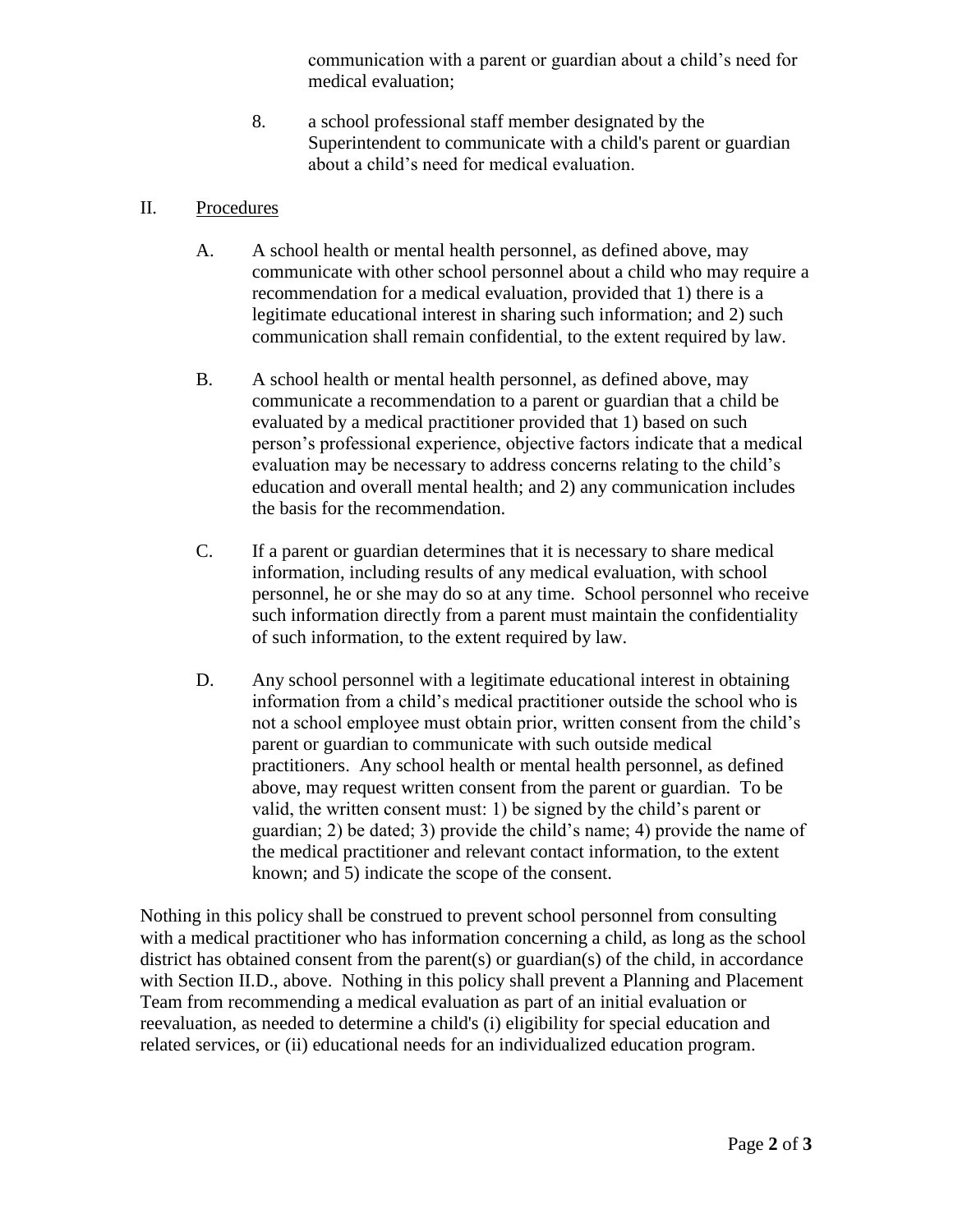communication with a parent or guardian about a child's need for medical evaluation;

8. a school professional staff member designated by the Superintendent to communicate with a child's parent or guardian about a child's need for medical evaluation.

## II. Procedures

A. A school health or mental health personnel, as defined above, may communicate with other school personnel about a child who may require a recommendation for a medical evaluation, provided that 1) there is a legitimate educational interest in sharing such information; and 2) such communication shall remain confidential, to the extent required by law.

B. A school health or mental health personnel, as defined above, may communicate a recommendation to a parent or guardian that a child be evaluated by a medical practitioner provided that 1) based on such person's professional experience, objective factors indicate that a medical evaluation may be necessary to address concerns relating to the child's education and overall mental health; and 2) any communication includes the basis for the recommendation.

C. If a parent or guardian determines that it is necessary to share medical information, including results of any medical evaluation, with school personnel, he or she may do so at any time. School personnel who receive such information directly from a parent must maintain the confidentiality of such information, to the extent required by law.

D. Any school personnel with a legitimate educational interest in obtaining information from a child's medical practitioner outside the school who is not a school employee must obtain prior, written consent from the child's parent or guardian to communicate with such outside medical practitioners. Any school health or mental health personnel, as defined above, may request written consent from the parent or guardian. To be valid, the written consent must: 1) be signed by the child's parent or guardian; 2) be dated; 3) provide the child's name; 4) provide the name of the medical practitioner and relevant contact information, to the extent known; and 5) indicate the scope of the consent.

Nothing in this policy shall be construed to prevent school personnel from consulting with a medical practitioner who has information concerning a child, as long as the school district has obtained consent from the parent(s) or guardian(s) of the child, in accordance with Section II.D., above. Nothing in this policy shall prevent a Planning and Placement Team from recommending a medical evaluation as part of an initial evaluation or reevaluation, as needed to determine a child's (i) eligibility for special education and related services, or (ii) educational needs for an individualized education program.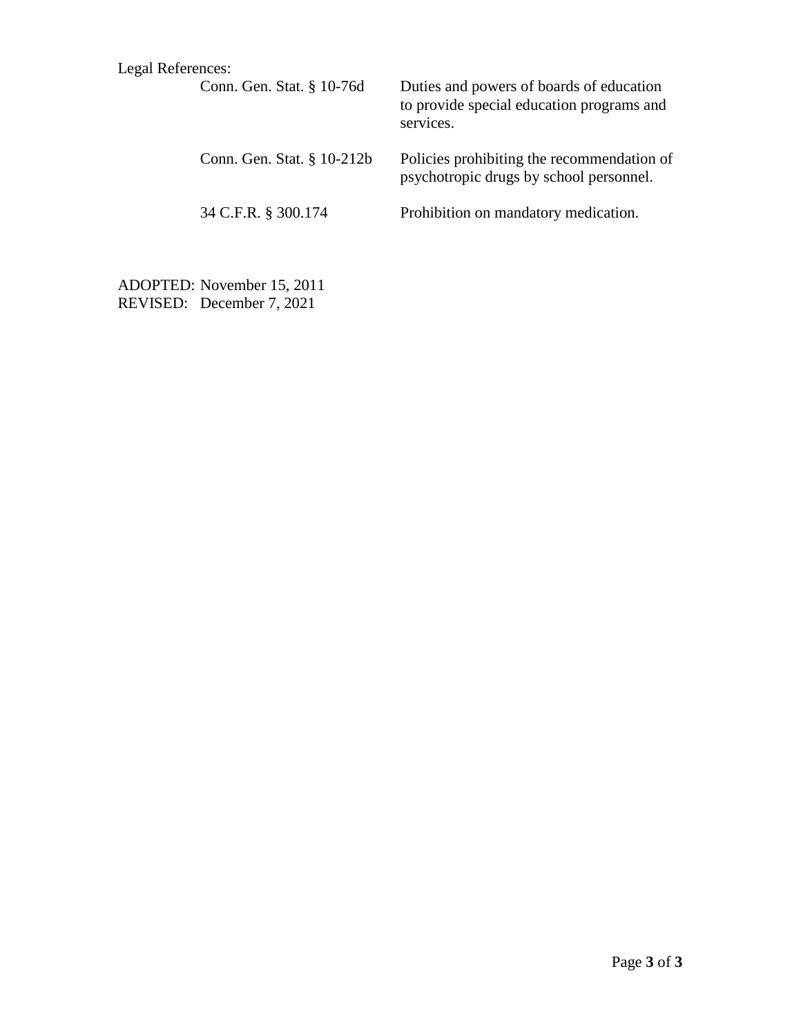Legal References:

| | |
|---|---|
| Conn. Gen. Stat. § 10-76d | Duties and powers of boards of education to provide special education programs and services. |
| Conn. Gen. Stat. § 10-212b | Policies prohibiting the recommendation of psychotropic drugs by school personnel. |
| 34 C.F.R. § 300.174 | Prohibition on mandatory medication. |

ADOPTED: November 15, 2011
REVISED: December 7, 2021